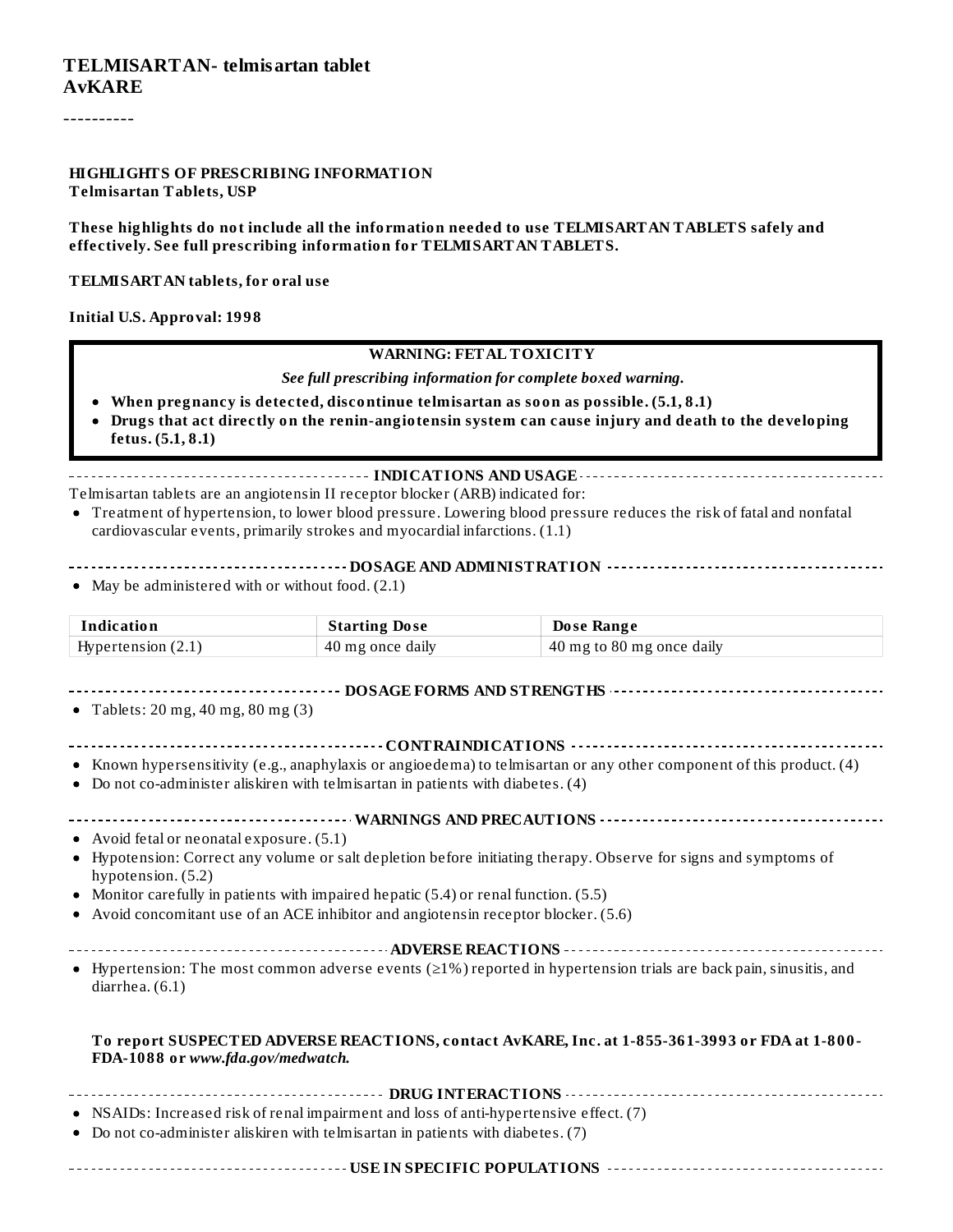# TELMISARTAN- telmisartan tablet
# AvKARE

----------

**HIGHLIGHTS OF PRESCRIBING INFORMATION**
**Telmisartan Tablets, USP**

**These highlights do not include all the information needed to use TELMISARTAN TABLETS safely and effectively. See full prescribing information for TELMISARTAN TABLETS.**

**TELMISARTAN tablets, for oral use**

**Initial U.S. Approval: 1998**

**WARNING: FETAL TOXICITY**

***See full prescribing information for complete boxed warning.***

- **When pregnancy is detected, discontinue telmisartan as soon as possible. (5.1, 8.1)**
- **Drugs that act directly on the renin-angiotensin system can cause injury and death to the developing fetus. (5.1, 8.1)**

**INDICATIONS AND USAGE**

Telmisartan tablets are an angiotensin II receptor blocker (ARB) indicated for:

- Treatment of hypertension, to lower blood pressure. Lowering blood pressure reduces the risk of fatal and nonfatal cardiovascular events, primarily strokes and myocardial infarctions. (1.1)

**DOSAGE AND ADMINISTRATION**

- May be administered with or without food. (2.1)

| Indication | Starting Dose | Dose Range |
| --- | --- | --- |
| Hypertension (2.1) | 40 mg once daily | 40 mg to 80 mg once daily |

**DOSAGE FORMS AND STRENGTHS**

- Tablets: 20 mg, 40 mg, 80 mg (3)

**CONTRAINDICATIONS**

- Known hypersensitivity (e.g., anaphylaxis or angioedema) to telmisartan or any other component of this product. (4)
- Do not co-administer aliskiren with telmisartan in patients with diabetes. (4)

**WARNINGS AND PRECAUTIONS**

- Avoid fetal or neonatal exposure. (5.1)
- Hypotension: Correct any volume or salt depletion before initiating therapy. Observe for signs and symptoms of hypotension. (5.2)
- Monitor carefully in patients with impaired hepatic (5.4) or renal function. (5.5)
- Avoid concomitant use of an ACE inhibitor and angiotensin receptor blocker. (5.6)

**ADVERSE REACTIONS**

- Hypertension: The most common adverse events (≥1%) reported in hypertension trials are back pain, sinusitis, and diarrhea. (6.1)

**To report SUSPECTED ADVERSE REACTIONS, contact AvKARE, Inc. at 1-855-361-3993 or FDA at 1-800-FDA-1088 or *www.fda.gov/medwatch.***

**DRUG INTERACTIONS**

- NSAIDs: Increased risk of renal impairment and loss of anti-hypertensive effect. (7)
- Do not co-administer aliskiren with telmisartan in patients with diabetes. (7)

**USE IN SPECIFIC POPULATIONS**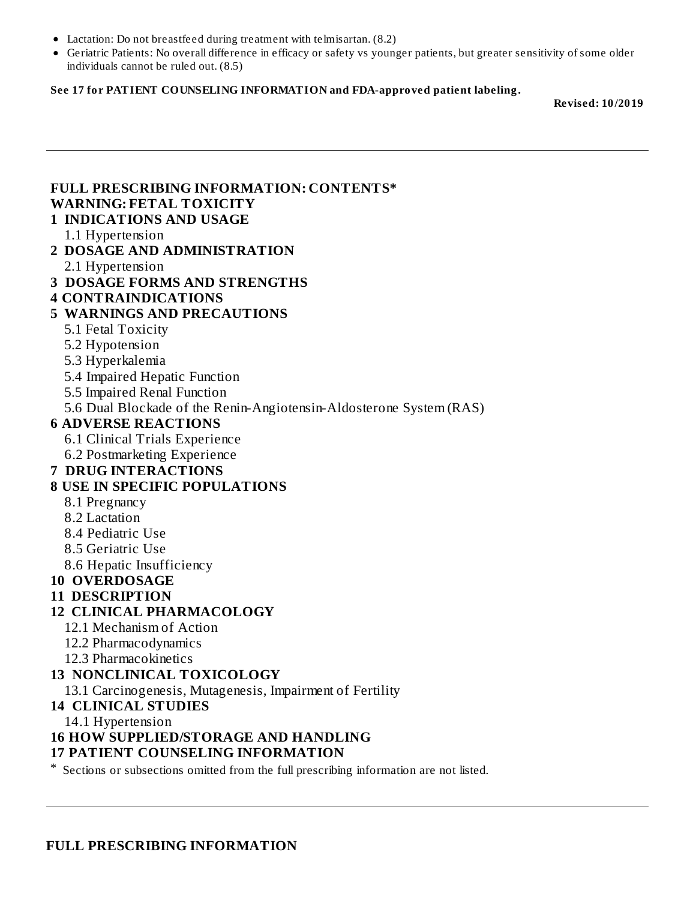- Lactation: Do not breastfeed during treatment with telmisartan. (8.2)
- Geriatric Patients: No overall difference in efficacy or safety vs younger patients, but greater sensitivity of some older individuals cannot be ruled out. (8.5)

**See 17 for PATIENT COUNSELING INFORMATION and FDA-approved patient labeling.**

**Revised: 10/2019**

---

**FULL PRESCRIBING INFORMATION: CONTENTS***

**WARNING: FETAL TOXICITY**

**1 INDICATIONS AND USAGE**

1.1 Hypertension

**2 DOSAGE AND ADMINISTRATION**

2.1 Hypertension

**3 DOSAGE FORMS AND STRENGTHS**

**4 CONTRAINDICATIONS**

**5 WARNINGS AND PRECAUTIONS**

5.1 Fetal Toxicity

5.2 Hypotension

5.3 Hyperkalemia

5.4 Impaired Hepatic Function

5.5 Impaired Renal Function

5.6 Dual Blockade of the Renin-Angiotensin-Aldosterone System (RAS)

**6 ADVERSE REACTIONS**

6.1 Clinical Trials Experience

6.2 Postmarketing Experience

**7 DRUG INTERACTIONS**

**8 USE IN SPECIFIC POPULATIONS**

8.1 Pregnancy

8.2 Lactation

8.4 Pediatric Use

8.5 Geriatric Use

8.6 Hepatic Insufficiency

**10 OVERDOSAGE**

**11 DESCRIPTION**

**12 CLINICAL PHARMACOLOGY**

12.1 Mechanism of Action

12.2 Pharmacodynamics

12.3 Pharmacokinetics

**13 NONCLINICAL TOXICOLOGY**

13.1 Carcinogenesis, Mutagenesis, Impairment of Fertility

**14 CLINICAL STUDIES**

14.1 Hypertension

**16 HOW SUPPLIED/STORAGE AND HANDLING**

**17 PATIENT COUNSELING INFORMATION**

* Sections or subsections omitted from the full prescribing information are not listed.

---

**FULL PRESCRIBING INFORMATION**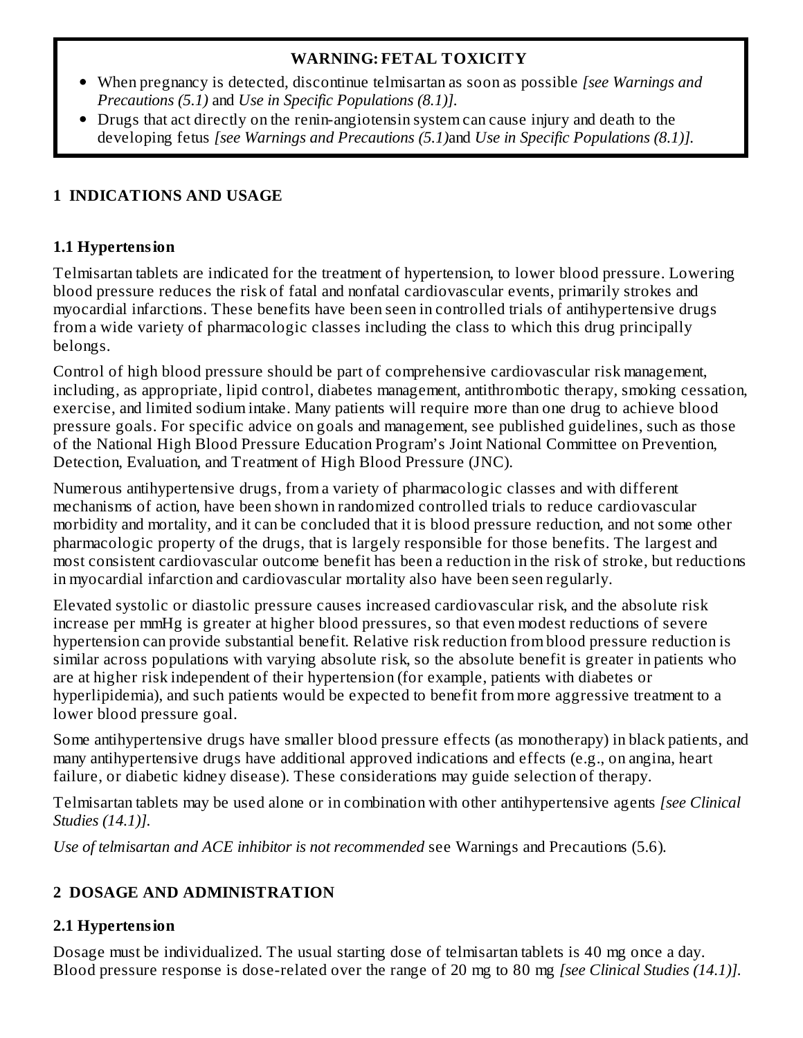**WARNING: FETAL TOXICITY**

- When pregnancy is detected, discontinue telmisartan as soon as possible *[see Warnings and Precautions (5.1)* and *Use in Specific Populations (8.1)]*.
- Drugs that act directly on the renin-angiotensin system can cause injury and death to the developing fetus *[see Warnings and Precautions (5.1)*and *Use in Specific Populations (8.1)]*.

## 1 INDICATIONS AND USAGE

### 1.1 Hypertension

Telmisartan tablets are indicated for the treatment of hypertension, to lower blood pressure. Lowering blood pressure reduces the risk of fatal and nonfatal cardiovascular events, primarily strokes and myocardial infarctions. These benefits have been seen in controlled trials of antihypertensive drugs from a wide variety of pharmacologic classes including the class to which this drug principally belongs.

Control of high blood pressure should be part of comprehensive cardiovascular risk management, including, as appropriate, lipid control, diabetes management, antithrombotic therapy, smoking cessation, exercise, and limited sodium intake. Many patients will require more than one drug to achieve blood pressure goals. For specific advice on goals and management, see published guidelines, such as those of the National High Blood Pressure Education Program's Joint National Committee on Prevention, Detection, Evaluation, and Treatment of High Blood Pressure (JNC).

Numerous antihypertensive drugs, from a variety of pharmacologic classes and with different mechanisms of action, have been shown in randomized controlled trials to reduce cardiovascular morbidity and mortality, and it can be concluded that it is blood pressure reduction, and not some other pharmacologic property of the drugs, that is largely responsible for those benefits. The largest and most consistent cardiovascular outcome benefit has been a reduction in the risk of stroke, but reductions in myocardial infarction and cardiovascular mortality also have been seen regularly.

Elevated systolic or diastolic pressure causes increased cardiovascular risk, and the absolute risk increase per mmHg is greater at higher blood pressures, so that even modest reductions of severe hypertension can provide substantial benefit. Relative risk reduction from blood pressure reduction is similar across populations with varying absolute risk, so the absolute benefit is greater in patients who are at higher risk independent of their hypertension (for example, patients with diabetes or hyperlipidemia), and such patients would be expected to benefit from more aggressive treatment to a lower blood pressure goal.

Some antihypertensive drugs have smaller blood pressure effects (as monotherapy) in black patients, and many antihypertensive drugs have additional approved indications and effects (e.g., on angina, heart failure, or diabetic kidney disease). These considerations may guide selection of therapy.

Telmisartan tablets may be used alone or in combination with other antihypertensive agents *[see Clinical Studies (14.1)]*.

*Use of telmisartan and ACE inhibitor is not recommended* see Warnings and Precautions (5.6).

## 2 DOSAGE AND ADMINISTRATION

### 2.1 Hypertension

Dosage must be individualized. The usual starting dose of telmisartan tablets is 40 mg once a day. Blood pressure response is dose-related over the range of 20 mg to 80 mg *[see Clinical Studies (14.1)]*.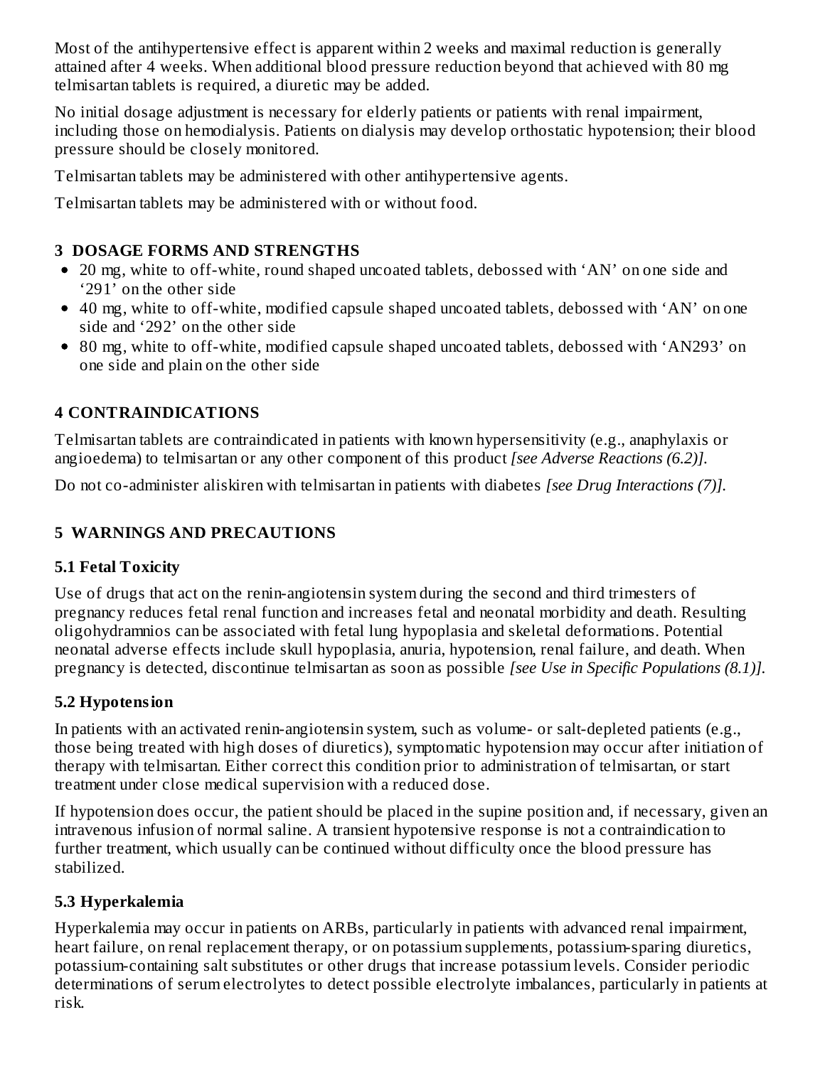Most of the antihypertensive effect is apparent within 2 weeks and maximal reduction is generally attained after 4 weeks. When additional blood pressure reduction beyond that achieved with 80 mg telmisartan tablets is required, a diuretic may be added.

No initial dosage adjustment is necessary for elderly patients or patients with renal impairment, including those on hemodialysis. Patients on dialysis may develop orthostatic hypotension; their blood pressure should be closely monitored.

Telmisartan tablets may be administered with other antihypertensive agents.

Telmisartan tablets may be administered with or without food.

## 3 DOSAGE FORMS AND STRENGTHS

- 20 mg, white to off-white, round shaped uncoated tablets, debossed with ‘AN’ on one side and ‘291’ on the other side
- 40 mg, white to off-white, modified capsule shaped uncoated tablets, debossed with ‘AN’ on one side and ‘292’ on the other side
- 80 mg, white to off-white, modified capsule shaped uncoated tablets, debossed with ‘AN293’ on one side and plain on the other side

## 4 CONTRAINDICATIONS

Telmisartan tablets are contraindicated in patients with known hypersensitivity (e.g., anaphylaxis or angioedema) to telmisartan or any other component of this product *[see Adverse Reactions (6.2)]*.

Do not co-administer aliskiren with telmisartan in patients with diabetes *[see Drug Interactions (7)]*.

## 5 WARNINGS AND PRECAUTIONS

### 5.1 Fetal Toxicity

Use of drugs that act on the renin-angiotensin system during the second and third trimesters of pregnancy reduces fetal renal function and increases fetal and neonatal morbidity and death. Resulting oligohydramnios can be associated with fetal lung hypoplasia and skeletal deformations. Potential neonatal adverse effects include skull hypoplasia, anuria, hypotension, renal failure, and death. When pregnancy is detected, discontinue telmisartan as soon as possible *[see Use in Specific Populations (8.1)]*.

### 5.2 Hypotension

In patients with an activated renin-angiotensin system, such as volume- or salt-depleted patients (e.g., those being treated with high doses of diuretics), symptomatic hypotension may occur after initiation of therapy with telmisartan. Either correct this condition prior to administration of telmisartan, or start treatment under close medical supervision with a reduced dose.

If hypotension does occur, the patient should be placed in the supine position and, if necessary, given an intravenous infusion of normal saline. A transient hypotensive response is not a contraindication to further treatment, which usually can be continued without difficulty once the blood pressure has stabilized.

### 5.3 Hyperkalemia

Hyperkalemia may occur in patients on ARBs, particularly in patients with advanced renal impairment, heart failure, on renal replacement therapy, or on potassium supplements, potassium-sparing diuretics, potassium-containing salt substitutes or other drugs that increase potassium levels. Consider periodic determinations of serum electrolytes to detect possible electrolyte imbalances, particularly in patients at risk.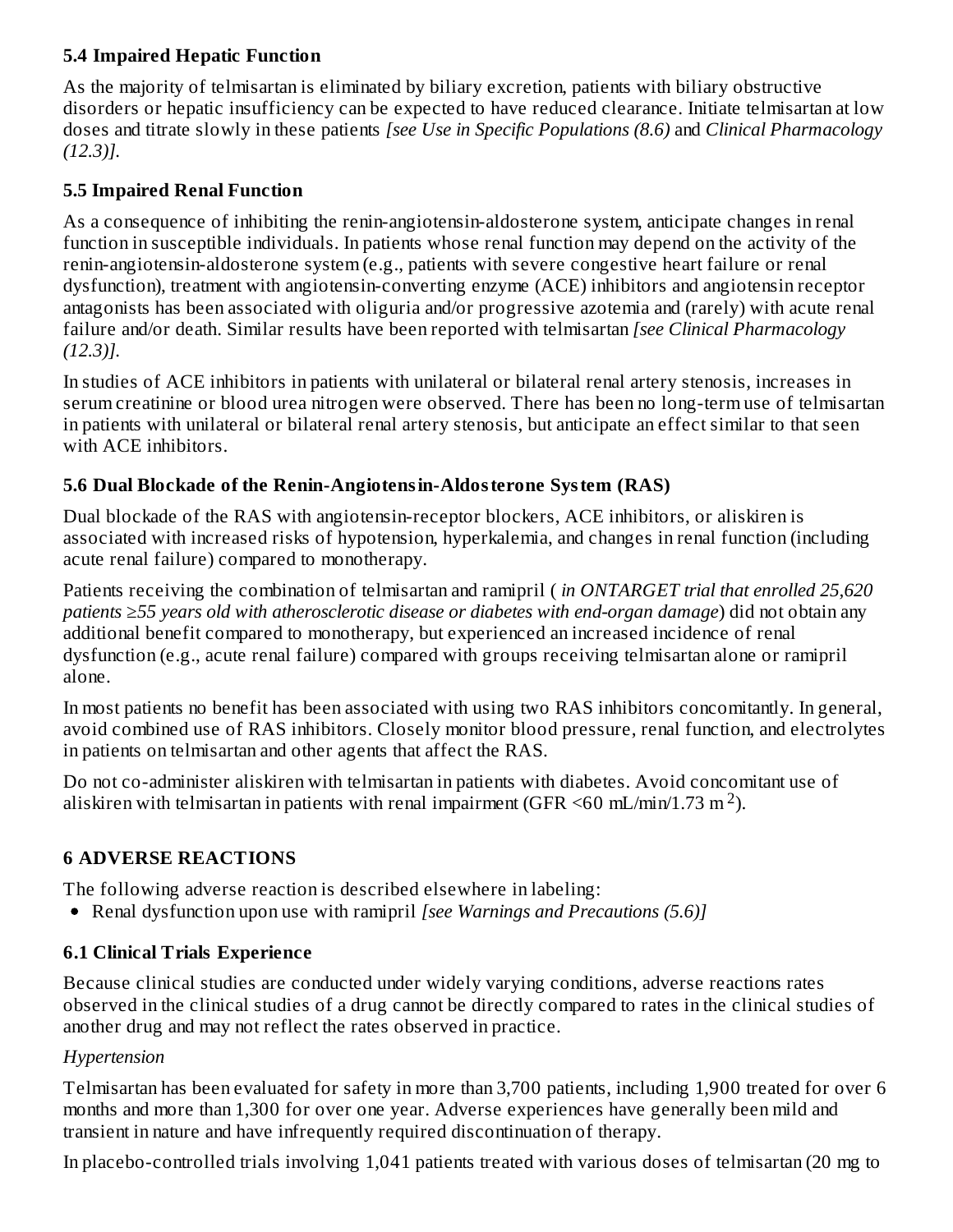### 5.4 Impaired Hepatic Function

As the majority of telmisartan is eliminated by biliary excretion, patients with biliary obstructive disorders or hepatic insufficiency can be expected to have reduced clearance. Initiate telmisartan at low doses and titrate slowly in these patients *[see Use in Specific Populations (8.6)* and *Clinical Pharmacology (12.3)]*.

### 5.5 Impaired Renal Function

As a consequence of inhibiting the renin-angiotensin-aldosterone system, anticipate changes in renal function in susceptible individuals. In patients whose renal function may depend on the activity of the renin-angiotensin-aldosterone system (e.g., patients with severe congestive heart failure or renal dysfunction), treatment with angiotensin-converting enzyme (ACE) inhibitors and angiotensin receptor antagonists has been associated with oliguria and/or progressive azotemia and (rarely) with acute renal failure and/or death. Similar results have been reported with telmisartan *[see Clinical Pharmacology (12.3)]*.

In studies of ACE inhibitors in patients with unilateral or bilateral renal artery stenosis, increases in serum creatinine or blood urea nitrogen were observed. There has been no long-term use of telmisartan in patients with unilateral or bilateral renal artery stenosis, but anticipate an effect similar to that seen with ACE inhibitors.

### 5.6 Dual Blockade of the Renin-Angiotensin-Aldosterone System (RAS)

Dual blockade of the RAS with angiotensin-receptor blockers, ACE inhibitors, or aliskiren is associated with increased risks of hypotension, hyperkalemia, and changes in renal function (including acute renal failure) compared to monotherapy.

Patients receiving the combination of telmisartan and ramipril ( *in ONTARGET trial that enrolled 25,620 patients ≥55 years old with atherosclerotic disease or diabetes with end-organ damage*) did not obtain any additional benefit compared to monotherapy, but experienced an increased incidence of renal dysfunction (e.g., acute renal failure) compared with groups receiving telmisartan alone or ramipril alone.

In most patients no benefit has been associated with using two RAS inhibitors concomitantly. In general, avoid combined use of RAS inhibitors. Closely monitor blood pressure, renal function, and electrolytes in patients on telmisartan and other agents that affect the RAS.

Do not co-administer aliskiren with telmisartan in patients with diabetes. Avoid concomitant use of aliskiren with telmisartan in patients with renal impairment (GFR <60 mL/min/1.73 $m^2$).

## 6 ADVERSE REACTIONS

The following adverse reaction is described elsewhere in labeling:

- Renal dysfunction upon use with ramipril *[see Warnings and Precautions (5.6)]*

### 6.1 Clinical Trials Experience

Because clinical studies are conducted under widely varying conditions, adverse reactions rates observed in the clinical studies of a drug cannot be directly compared to rates in the clinical studies of another drug and may not reflect the rates observed in practice.

*Hypertension*

Telmisartan has been evaluated for safety in more than 3,700 patients, including 1,900 treated for over 6 months and more than 1,300 for over one year. Adverse experiences have generally been mild and transient in nature and have infrequently required discontinuation of therapy.

In placebo-controlled trials involving 1,041 patients treated with various doses of telmisartan (20 mg to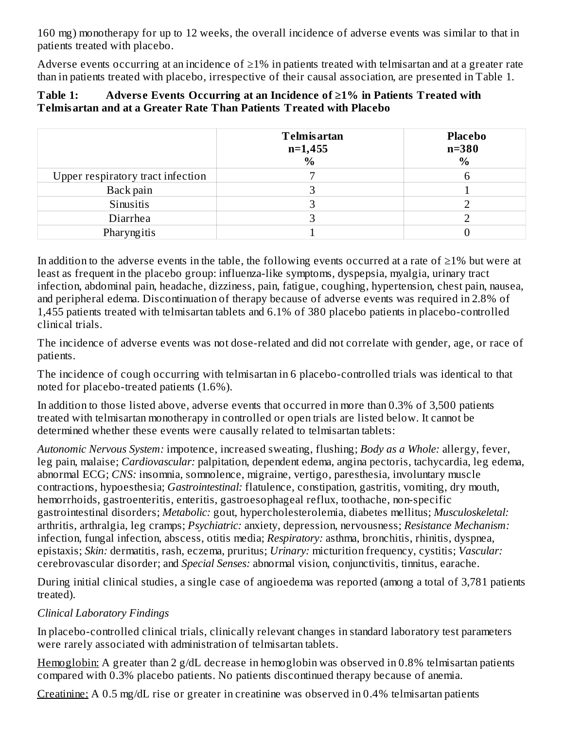160 mg) monotherapy for up to 12 weeks, the overall incidence of adverse events was similar to that in patients treated with placebo.

Adverse events occurring at an incidence of ≥1% in patients treated with telmisartan and at a greater rate than in patients treated with placebo, irrespective of their causal association, are presented in Table 1.

**Table 1: Adverse Events Occurring at an Incidence of ≥1% in Patients Treated with Telmisartan and at a Greater Rate Than Patients Treated with Placebo**

| | **Telmisartan n=1,455 %** | **Placebo n=380 %** |
|---|---|---|
| Upper respiratory tract infection | 7 | 6 |
| Back pain | 3 | 1 |
| Sinusitis | 3 | 2 |
| Diarrhea | 3 | 2 |
| Pharyngitis | 1 | 0 |

In addition to the adverse events in the table, the following events occurred at a rate of ≥1% but were at least as frequent in the placebo group: influenza-like symptoms, dyspepsia, myalgia, urinary tract infection, abdominal pain, headache, dizziness, pain, fatigue, coughing, hypertension, chest pain, nausea, and peripheral edema. Discontinuation of therapy because of adverse events was required in 2.8% of 1,455 patients treated with telmisartan tablets and 6.1% of 380 placebo patients in placebo-controlled clinical trials.

The incidence of adverse events was not dose-related and did not correlate with gender, age, or race of patients.

The incidence of cough occurring with telmisartan in 6 placebo-controlled trials was identical to that noted for placebo-treated patients (1.6%).

In addition to those listed above, adverse events that occurred in more than 0.3% of 3,500 patients treated with telmisartan monotherapy in controlled or open trials are listed below. It cannot be determined whether these events were causally related to telmisartan tablets:

*Autonomic Nervous System:* impotence, increased sweating, flushing; *Body as a Whole:* allergy, fever, leg pain, malaise; *Cardiovascular:* palpitation, dependent edema, angina pectoris, tachycardia, leg edema, abnormal ECG; *CNS:* insomnia, somnolence, migraine, vertigo, paresthesia, involuntary muscle contractions, hypoesthesia; *Gastrointestinal:* flatulence, constipation, gastritis, vomiting, dry mouth, hemorrhoids, gastroenteritis, enteritis, gastroesophageal reflux, toothache, non-specific gastrointestinal disorders; *Metabolic:* gout, hypercholesterolemia, diabetes mellitus; *Musculoskeletal:* arthritis, arthralgia, leg cramps; *Psychiatric:* anxiety, depression, nervousness; *Resistance Mechanism:* infection, fungal infection, abscess, otitis media; *Respiratory:* asthma, bronchitis, rhinitis, dyspnea, epistaxis; *Skin:* dermatitis, rash, eczema, pruritus; *Urinary:* micturition frequency, cystitis; *Vascular:* cerebrovascular disorder; and *Special Senses:* abnormal vision, conjunctivitis, tinnitus, earache.

During initial clinical studies, a single case of angioedema was reported (among a total of 3,781 patients treated).

*Clinical Laboratory Findings*

In placebo-controlled clinical trials, clinically relevant changes in standard laboratory test parameters were rarely associated with administration of telmisartan tablets.

Hemoglobin: A greater than 2 g/dL decrease in hemoglobin was observed in 0.8% telmisartan patients compared with 0.3% placebo patients. No patients discontinued therapy because of anemia.

Creatinine: A 0.5 mg/dL rise or greater in creatinine was observed in 0.4% telmisartan patients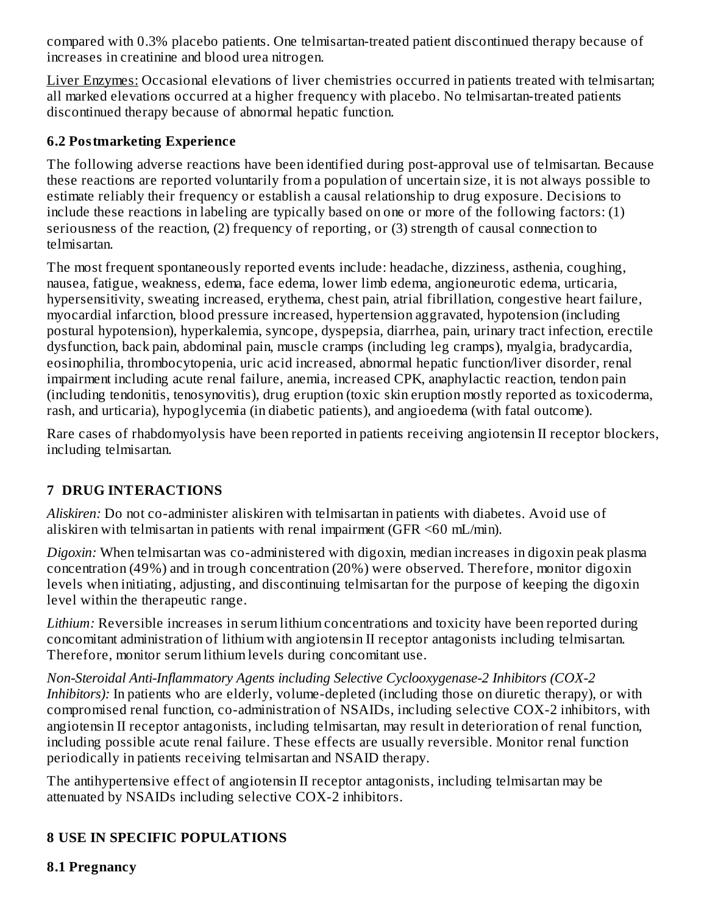compared with 0.3% placebo patients. One telmisartan-treated patient discontinued therapy because of increases in creatinine and blood urea nitrogen.

Liver Enzymes: Occasional elevations of liver chemistries occurred in patients treated with telmisartan; all marked elevations occurred at a higher frequency with placebo. No telmisartan-treated patients discontinued therapy because of abnormal hepatic function.

### 6.2 Postmarketing Experience

The following adverse reactions have been identified during post-approval use of telmisartan. Because these reactions are reported voluntarily from a population of uncertain size, it is not always possible to estimate reliably their frequency or establish a causal relationship to drug exposure. Decisions to include these reactions in labeling are typically based on one or more of the following factors: (1) seriousness of the reaction, (2) frequency of reporting, or (3) strength of causal connection to telmisartan.

The most frequent spontaneously reported events include: headache, dizziness, asthenia, coughing, nausea, fatigue, weakness, edema, face edema, lower limb edema, angioneurotic edema, urticaria, hypersensitivity, sweating increased, erythema, chest pain, atrial fibrillation, congestive heart failure, myocardial infarction, blood pressure increased, hypertension aggravated, hypotension (including postural hypotension), hyperkalemia, syncope, dyspepsia, diarrhea, pain, urinary tract infection, erectile dysfunction, back pain, abdominal pain, muscle cramps (including leg cramps), myalgia, bradycardia, eosinophilia, thrombocytopenia, uric acid increased, abnormal hepatic function/liver disorder, renal impairment including acute renal failure, anemia, increased CPK, anaphylactic reaction, tendon pain (including tendonitis, tenosynovitis), drug eruption (toxic skin eruption mostly reported as toxicoderma, rash, and urticaria), hypoglycemia (in diabetic patients), and angioedema (with fatal outcome).

Rare cases of rhabdomyolysis have been reported in patients receiving angiotensin II receptor blockers, including telmisartan.

## 7 DRUG INTERACTIONS

*Aliskiren:* Do not co-administer aliskiren with telmisartan in patients with diabetes. Avoid use of aliskiren with telmisartan in patients with renal impairment (GFR <60 mL/min).

*Digoxin:* When telmisartan was co-administered with digoxin, median increases in digoxin peak plasma concentration (49%) and in trough concentration (20%) were observed. Therefore, monitor digoxin levels when initiating, adjusting, and discontinuing telmisartan for the purpose of keeping the digoxin level within the therapeutic range.

*Lithium:* Reversible increases in serum lithium concentrations and toxicity have been reported during concomitant administration of lithium with angiotensin II receptor antagonists including telmisartan. Therefore, monitor serum lithium levels during concomitant use.

*Non-Steroidal Anti-Inflammatory Agents including Selective Cyclooxygenase-2 Inhibitors (COX-2 Inhibitors):* In patients who are elderly, volume-depleted (including those on diuretic therapy), or with compromised renal function, co-administration of NSAIDs, including selective COX-2 inhibitors, with angiotensin II receptor antagonists, including telmisartan, may result in deterioration of renal function, including possible acute renal failure. These effects are usually reversible. Monitor renal function periodically in patients receiving telmisartan and NSAID therapy.

The antihypertensive effect of angiotensin II receptor antagonists, including telmisartan may be attenuated by NSAIDs including selective COX-2 inhibitors.

## 8 USE IN SPECIFIC POPULATIONS

### 8.1 Pregnancy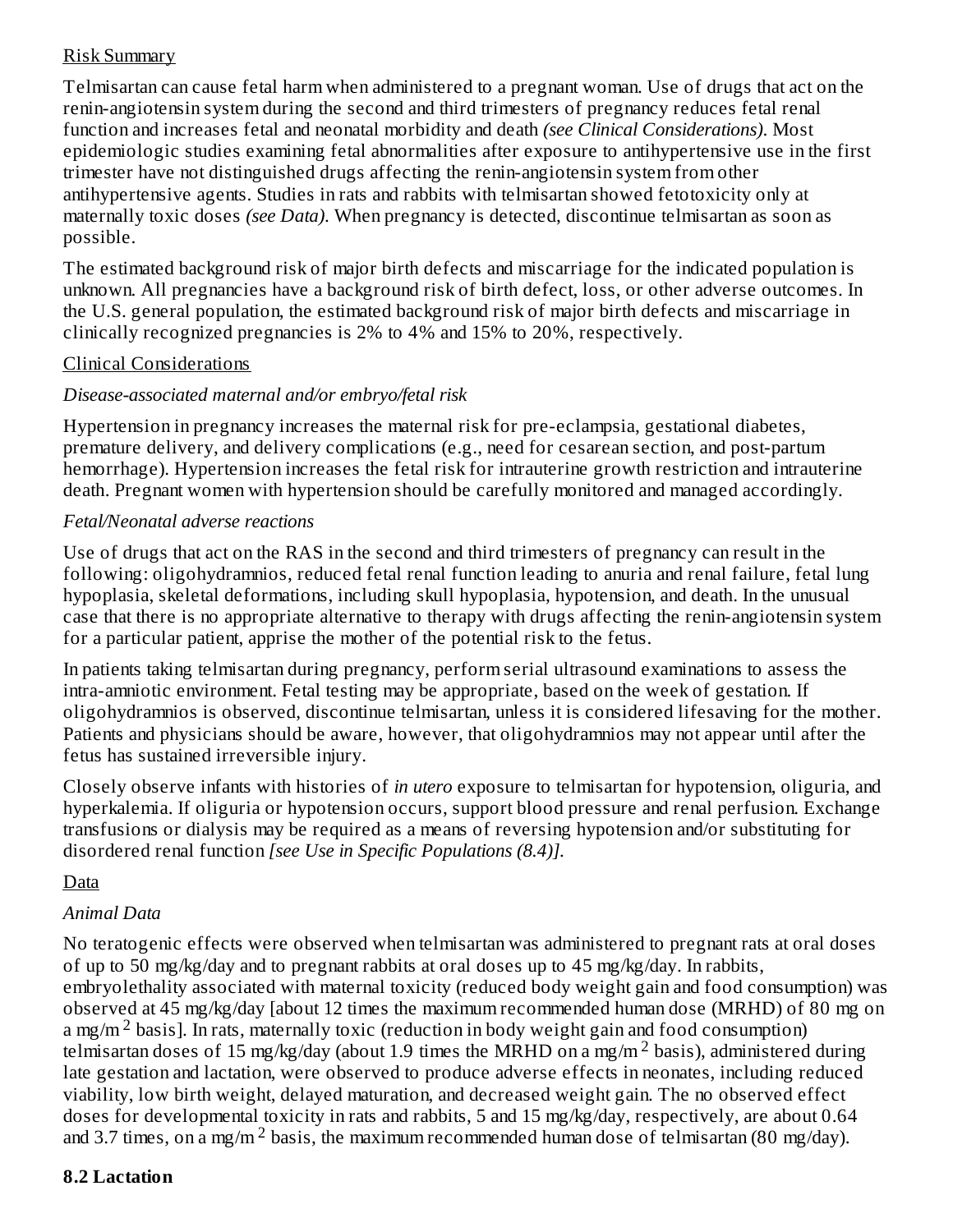Risk Summary

Telmisartan can cause fetal harm when administered to a pregnant woman. Use of drugs that act on the renin-angiotensin system during the second and third trimesters of pregnancy reduces fetal renal function and increases fetal and neonatal morbidity and death *(see Clinical Considerations)*. Most epidemiologic studies examining fetal abnormalities after exposure to antihypertensive use in the first trimester have not distinguished drugs affecting the renin-angiotensin system from other antihypertensive agents. Studies in rats and rabbits with telmisartan showed fetotoxicity only at maternally toxic doses *(see Data)*. When pregnancy is detected, discontinue telmisartan as soon as possible.

The estimated background risk of major birth defects and miscarriage for the indicated population is unknown. All pregnancies have a background risk of birth defect, loss, or other adverse outcomes. In the U.S. general population, the estimated background risk of major birth defects and miscarriage in clinically recognized pregnancies is 2% to 4% and 15% to 20%, respectively.

Clinical Considerations

*Disease-associated maternal and/or embryo/fetal risk*

Hypertension in pregnancy increases the maternal risk for pre-eclampsia, gestational diabetes, premature delivery, and delivery complications (e.g., need for cesarean section, and post-partum hemorrhage). Hypertension increases the fetal risk for intrauterine growth restriction and intrauterine death. Pregnant women with hypertension should be carefully monitored and managed accordingly.

*Fetal/Neonatal adverse reactions*

Use of drugs that act on the RAS in the second and third trimesters of pregnancy can result in the following: oligohydramnios, reduced fetal renal function leading to anuria and renal failure, fetal lung hypoplasia, skeletal deformations, including skull hypoplasia, hypotension, and death. In the unusual case that there is no appropriate alternative to therapy with drugs affecting the renin-angiotensin system for a particular patient, apprise the mother of the potential risk to the fetus.

In patients taking telmisartan during pregnancy, perform serial ultrasound examinations to assess the intra-amniotic environment. Fetal testing may be appropriate, based on the week of gestation. If oligohydramnios is observed, discontinue telmisartan, unless it is considered lifesaving for the mother. Patients and physicians should be aware, however, that oligohydramnios may not appear until after the fetus has sustained irreversible injury.

Closely observe infants with histories of *in utero* exposure to telmisartan for hypotension, oliguria, and hyperkalemia. If oliguria or hypotension occurs, support blood pressure and renal perfusion. Exchange transfusions or dialysis may be required as a means of reversing hypotension and/or substituting for disordered renal function *[see Use in Specific Populations (8.4)]*.

Data

*Animal Data*

No teratogenic effects were observed when telmisartan was administered to pregnant rats at oral doses of up to 50 mg/kg/day and to pregnant rabbits at oral doses up to 45 mg/kg/day. In rabbits, embryolethality associated with maternal toxicity (reduced body weight gain and food consumption) was observed at 45 mg/kg/day [about 12 times the maximum recommended human dose (MRHD) of 80 mg on a mg/m$^2$ basis]. In rats, maternally toxic (reduction in body weight gain and food consumption) telmisartan doses of 15 mg/kg/day (about 1.9 times the MRHD on a mg/m$^2$ basis), administered during late gestation and lactation, were observed to produce adverse effects in neonates, including reduced viability, low birth weight, delayed maturation, and decreased weight gain. The no observed effect doses for developmental toxicity in rats and rabbits, 5 and 15 mg/kg/day, respectively, are about 0.64 and 3.7 times, on a mg/m$^2$ basis, the maximum recommended human dose of telmisartan (80 mg/day).

### 8.2 Lactation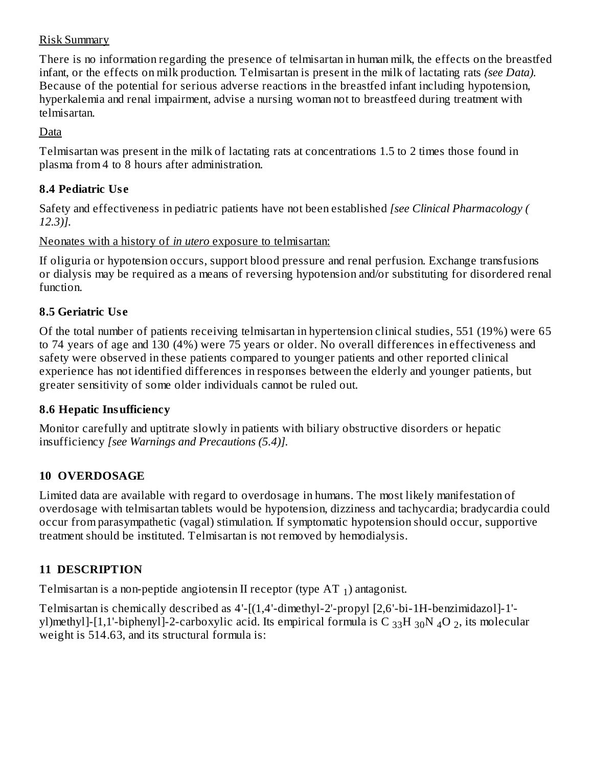Risk Summary

There is no information regarding the presence of telmisartan in human milk, the effects on the breastfed infant, or the effects on milk production. Telmisartan is present in the milk of lactating rats *(see Data).* Because of the potential for serious adverse reactions in the breastfed infant including hypotension, hyperkalemia and renal impairment, advise a nursing woman not to breastfeed during treatment with telmisartan.

Data

Telmisartan was present in the milk of lactating rats at concentrations 1.5 to 2 times those found in plasma from 4 to 8 hours after administration.

### 8.4 Pediatric Use

Safety and effectiveness in pediatric patients have not been established *[see Clinical Pharmacology (12.3)].*

Neonates with a history of *in utero* exposure to telmisartan:

If oliguria or hypotension occurs, support blood pressure and renal perfusion. Exchange transfusions or dialysis may be required as a means of reversing hypotension and/or substituting for disordered renal function.

### 8.5 Geriatric Use

Of the total number of patients receiving telmisartan in hypertension clinical studies, 551 (19%) were 65 to 74 years of age and 130 (4%) were 75 years or older. No overall differences in effectiveness and safety were observed in these patients compared to younger patients and other reported clinical experience has not identified differences in responses between the elderly and younger patients, but greater sensitivity of some older individuals cannot be ruled out.

### 8.6 Hepatic Insufficiency

Monitor carefully and uptitrate slowly in patients with biliary obstructive disorders or hepatic insufficiency *[see Warnings and Precautions (5.4)].*

## 10 OVERDOSAGE

Limited data are available with regard to overdosage in humans. The most likely manifestation of overdosage with telmisartan tablets would be hypotension, dizziness and tachycardia; bradycardia could occur from parasympathetic (vagal) stimulation. If symptomatic hypotension should occur, supportive treatment should be instituted. Telmisartan is not removed by hemodialysis.

## 11 DESCRIPTION

Telmisartan is a non-peptide angiotensin II receptor (type $AT_1$) antagonist.

Telmisartan is chemically described as 4'-[(1,4'-dimethyl-2'-propyl [2,6'-bi-1H-benzimidazol]-1'-yl)methyl]-[1,1'-biphenyl]-2-carboxylic acid. Its empirical formula is $C_{33}H_{30}N_4O_2$, its molecular weight is 514.63, and its structural formula is: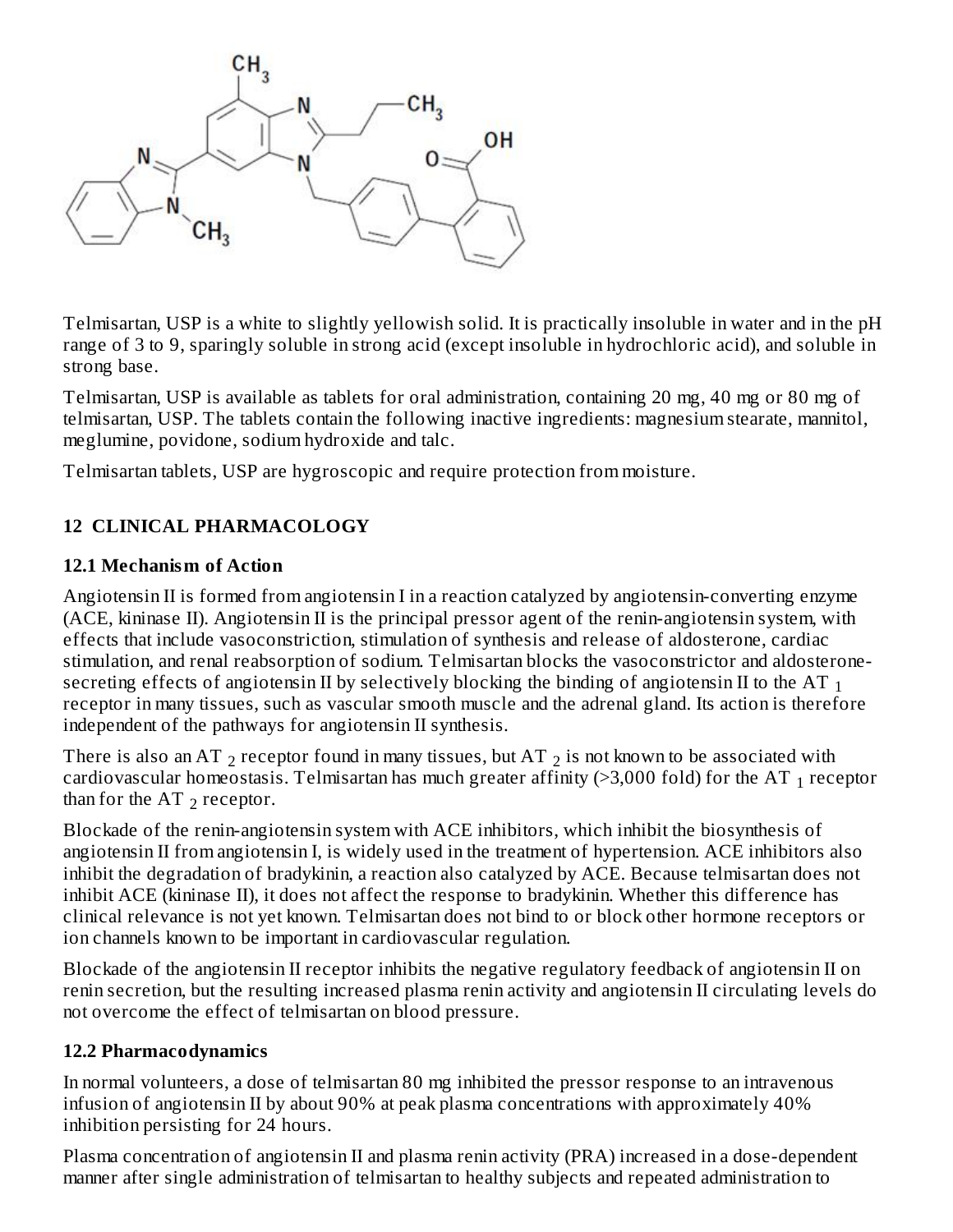Telmisartan, USP is a white to slightly yellowish solid. It is practically insoluble in water and in the pH range of 3 to 9, sparingly soluble in strong acid (except insoluble in hydrochloric acid), and soluble in strong base.

Telmisartan, USP is available as tablets for oral administration, containing 20 mg, 40 mg or 80 mg of telmisartan, USP. The tablets contain the following inactive ingredients: magnesium stearate, mannitol, meglumine, povidone, sodium hydroxide and talc.

Telmisartan tablets, USP are hygroscopic and require protection from moisture.

## 12 CLINICAL PHARMACOLOGY

### 12.1 Mechanism of Action

Angiotensin II is formed from angiotensin I in a reaction catalyzed by angiotensin-converting enzyme (ACE, kininase II). Angiotensin II is the principal pressor agent of the renin-angiotensin system, with effects that include vasoconstriction, stimulation of synthesis and release of aldosterone, cardiac stimulation, and renal reabsorption of sodium. Telmisartan blocks the vasoconstrictor and aldosterone-secreting effects of angiotensin II by selectively blocking the binding of angiotensin II to the $AT_1$ receptor in many tissues, such as vascular smooth muscle and the adrenal gland. Its action is therefore independent of the pathways for angiotensin II synthesis.

There is also an $AT_2$ receptor found in many tissues, but $AT_2$ is not known to be associated with cardiovascular homeostasis. Telmisartan has much greater affinity (>3,000 fold) for the $AT_1$ receptor than for the $AT_2$ receptor.

Blockade of the renin-angiotensin system with ACE inhibitors, which inhibit the biosynthesis of angiotensin II from angiotensin I, is widely used in the treatment of hypertension. ACE inhibitors also inhibit the degradation of bradykinin, a reaction also catalyzed by ACE. Because telmisartan does not inhibit ACE (kininase II), it does not affect the response to bradykinin. Whether this difference has clinical relevance is not yet known. Telmisartan does not bind to or block other hormone receptors or ion channels known to be important in cardiovascular regulation.

Blockade of the angiotensin II receptor inhibits the negative regulatory feedback of angiotensin II on renin secretion, but the resulting increased plasma renin activity and angiotensin II circulating levels do not overcome the effect of telmisartan on blood pressure.

### 12.2 Pharmacodynamics

In normal volunteers, a dose of telmisartan 80 mg inhibited the pressor response to an intravenous infusion of angiotensin II by about 90% at peak plasma concentrations with approximately 40% inhibition persisting for 24 hours.

Plasma concentration of angiotensin II and plasma renin activity (PRA) increased in a dose-dependent manner after single administration of telmisartan to healthy subjects and repeated administration to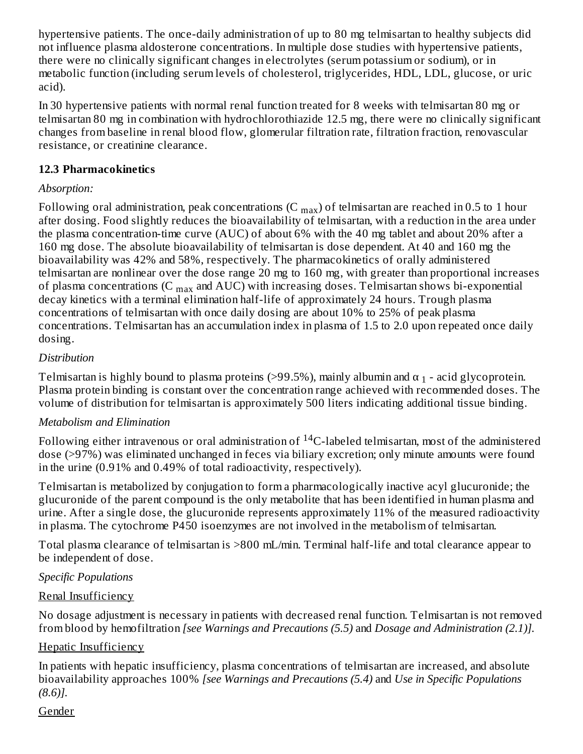hypertensive patients. The once-daily administration of up to 80 mg telmisartan to healthy subjects did not influence plasma aldosterone concentrations. In multiple dose studies with hypertensive patients, there were no clinically significant changes in electrolytes (serum potassium or sodium), or in metabolic function (including serum levels of cholesterol, triglycerides, HDL, LDL, glucose, or uric acid).

In 30 hypertensive patients with normal renal function treated for 8 weeks with telmisartan 80 mg or telmisartan 80 mg in combination with hydrochlorothiazide 12.5 mg, there were no clinically significant changes from baseline in renal blood flow, glomerular filtration rate, filtration fraction, renovascular resistance, or creatinine clearance.

### 12.3 Pharmacokinetics

*Absorption:*

Following oral administration, peak concentrations ($C_{max}$) of telmisartan are reached in 0.5 to 1 hour after dosing. Food slightly reduces the bioavailability of telmisartan, with a reduction in the area under the plasma concentration-time curve (AUC) of about 6% with the 40 mg tablet and about 20% after a 160 mg dose. The absolute bioavailability of telmisartan is dose dependent. At 40 and 160 mg the bioavailability was 42% and 58%, respectively. The pharmacokinetics of orally administered telmisartan are nonlinear over the dose range 20 mg to 160 mg, with greater than proportional increases of plasma concentrations ($C_{max}$ and AUC) with increasing doses. Telmisartan shows bi-exponential decay kinetics with a terminal elimination half-life of approximately 24 hours. Trough plasma concentrations of telmisartan with once daily dosing are about 10% to 25% of peak plasma concentrations. Telmisartan has an accumulation index in plasma of 1.5 to 2.0 upon repeated once daily dosing.

*Distribution*

Telmisartan is highly bound to plasma proteins (>99.5%), mainly albumin and $\alpha_1$ - acid glycoprotein. Plasma protein binding is constant over the concentration range achieved with recommended doses. The volume of distribution for telmisartan is approximately 500 liters indicating additional tissue binding.

*Metabolism and Elimination*

Following either intravenous or oral administration of $^{14}C$-labeled telmisartan, most of the administered dose (>97%) was eliminated unchanged in feces via biliary excretion; only minute amounts were found in the urine (0.91% and 0.49% of total radioactivity, respectively).

Telmisartan is metabolized by conjugation to form a pharmacologically inactive acyl glucuronide; the glucuronide of the parent compound is the only metabolite that has been identified in human plasma and urine. After a single dose, the glucuronide represents approximately 11% of the measured radioactivity in plasma. The cytochrome P450 isoenzymes are not involved in the metabolism of telmisartan.

Total plasma clearance of telmisartan is >800 mL/min. Terminal half-life and total clearance appear to be independent of dose.

*Specific Populations*

<u>Renal Insufficiency</u>

No dosage adjustment is necessary in patients with decreased renal function. Telmisartan is not removed from blood by hemofiltration *[see Warnings and Precautions (5.5)* and *Dosage and Administration (2.1)]*.

<u>Hepatic Insufficiency</u>

In patients with hepatic insufficiency, plasma concentrations of telmisartan are increased, and absolute bioavailability approaches 100% *[see Warnings and Precautions (5.4)* and *Use in Specific Populations (8.6)]*.

<u>Gender</u>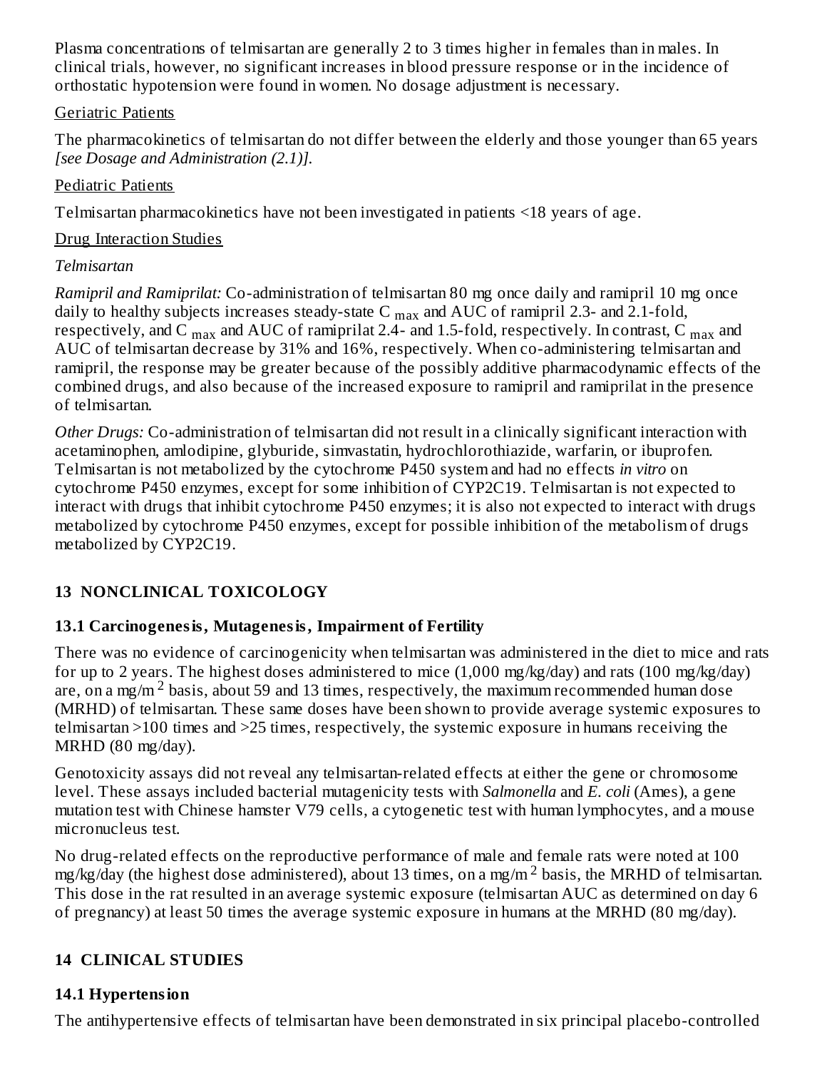Plasma concentrations of telmisartan are generally 2 to 3 times higher in females than in males. In clinical trials, however, no significant increases in blood pressure response or in the incidence of orthostatic hypotension were found in women. No dosage adjustment is necessary.

Geriatric Patients

The pharmacokinetics of telmisartan do not differ between the elderly and those younger than 65 years *[see Dosage and Administration (2.1)].*

Pediatric Patients

Telmisartan pharmacokinetics have not been investigated in patients <18 years of age.

Drug Interaction Studies

*Telmisartan*

*Ramipril and Ramiprilat:* Co-administration of telmisartan 80 mg once daily and ramipril 10 mg once daily to healthy subjects increases steady-state $C_{max}$ and AUC of ramipril 2.3- and 2.1-fold, respectively, and $C_{max}$ and AUC of ramiprilat 2.4- and 1.5-fold, respectively. In contrast, $C_{max}$ and AUC of telmisartan decrease by 31% and 16%, respectively. When co-administering telmisartan and ramipril, the response may be greater because of the possibly additive pharmacodynamic effects of the combined drugs, and also because of the increased exposure to ramipril and ramiprilat in the presence of telmisartan.

*Other Drugs:* Co-administration of telmisartan did not result in a clinically significant interaction with acetaminophen, amlodipine, glyburide, simvastatin, hydrochlorothiazide, warfarin, or ibuprofen. Telmisartan is not metabolized by the cytochrome P450 system and had no effects *in vitro* on cytochrome P450 enzymes, except for some inhibition of CYP2C19. Telmisartan is not expected to interact with drugs that inhibit cytochrome P450 enzymes; it is also not expected to interact with drugs metabolized by cytochrome P450 enzymes, except for possible inhibition of the metabolism of drugs metabolized by CYP2C19.

## 13 NONCLINICAL TOXICOLOGY

### 13.1 Carcinogenesis, Mutagenesis, Impairment of Fertility

There was no evidence of carcinogenicity when telmisartan was administered in the diet to mice and rats for up to 2 years. The highest doses administered to mice (1,000 mg/kg/day) and rats (100 mg/kg/day) are, on a mg/m$^2$ basis, about 59 and 13 times, respectively, the maximum recommended human dose (MRHD) of telmisartan. These same doses have been shown to provide average systemic exposures to telmisartan >100 times and >25 times, respectively, the systemic exposure in humans receiving the MRHD (80 mg/day).

Genotoxicity assays did not reveal any telmisartan-related effects at either the gene or chromosome level. These assays included bacterial mutagenicity tests with *Salmonella* and *E. coli* (Ames), a gene mutation test with Chinese hamster V79 cells, a cytogenetic test with human lymphocytes, and a mouse micronucleus test.

No drug-related effects on the reproductive performance of male and female rats were noted at 100 mg/kg/day (the highest dose administered), about 13 times, on a mg/m$^2$ basis, the MRHD of telmisartan. This dose in the rat resulted in an average systemic exposure (telmisartan AUC as determined on day 6 of pregnancy) at least 50 times the average systemic exposure in humans at the MRHD (80 mg/day).

## 14 CLINICAL STUDIES

### 14.1 Hypertension

The antihypertensive effects of telmisartan have been demonstrated in six principal placebo-controlled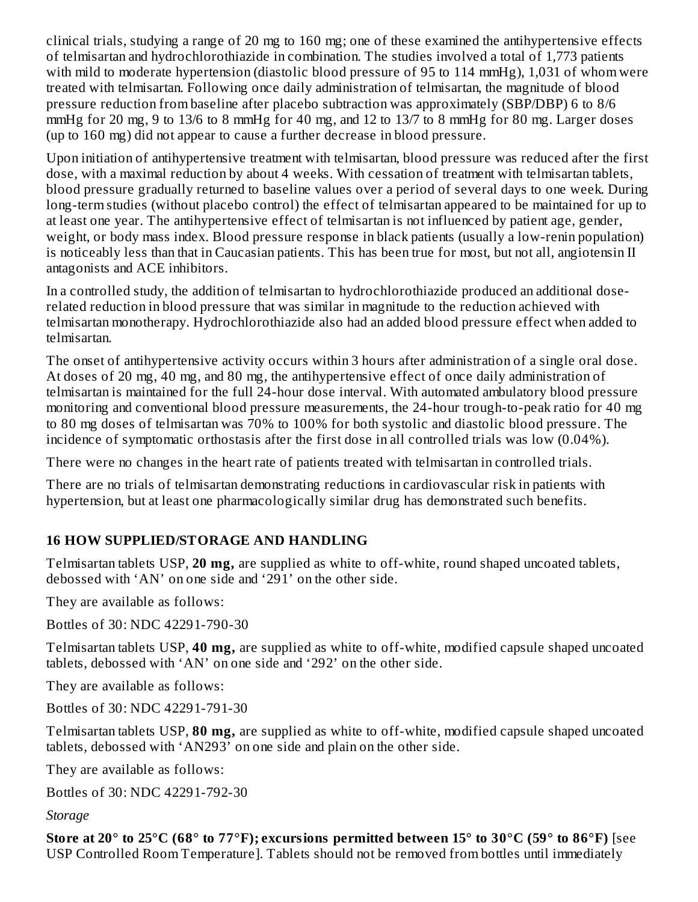clinical trials, studying a range of 20 mg to 160 mg; one of these examined the antihypertensive effects of telmisartan and hydrochlorothiazide in combination. The studies involved a total of 1,773 patients with mild to moderate hypertension (diastolic blood pressure of 95 to 114 mmHg), 1,031 of whom were treated with telmisartan. Following once daily administration of telmisartan, the magnitude of blood pressure reduction from baseline after placebo subtraction was approximately (SBP/DBP) 6 to 8/6 mmHg for 20 mg, 9 to 13/6 to 8 mmHg for 40 mg, and 12 to 13/7 to 8 mmHg for 80 mg. Larger doses (up to 160 mg) did not appear to cause a further decrease in blood pressure.

Upon initiation of antihypertensive treatment with telmisartan, blood pressure was reduced after the first dose, with a maximal reduction by about 4 weeks. With cessation of treatment with telmisartan tablets, blood pressure gradually returned to baseline values over a period of several days to one week. During long-term studies (without placebo control) the effect of telmisartan appeared to be maintained for up to at least one year. The antihypertensive effect of telmisartan is not influenced by patient age, gender, weight, or body mass index. Blood pressure response in black patients (usually a low-renin population) is noticeably less than that in Caucasian patients. This has been true for most, but not all, angiotensin II antagonists and ACE inhibitors.

In a controlled study, the addition of telmisartan to hydrochlorothiazide produced an additional dose-related reduction in blood pressure that was similar in magnitude to the reduction achieved with telmisartan monotherapy. Hydrochlorothiazide also had an added blood pressure effect when added to telmisartan.

The onset of antihypertensive activity occurs within 3 hours after administration of a single oral dose. At doses of 20 mg, 40 mg, and 80 mg, the antihypertensive effect of once daily administration of telmisartan is maintained for the full 24-hour dose interval. With automated ambulatory blood pressure monitoring and conventional blood pressure measurements, the 24-hour trough-to-peak ratio for 40 mg to 80 mg doses of telmisartan was 70% to 100% for both systolic and diastolic blood pressure. The incidence of symptomatic orthostasis after the first dose in all controlled trials was low (0.04%).

There were no changes in the heart rate of patients treated with telmisartan in controlled trials.

There are no trials of telmisartan demonstrating reductions in cardiovascular risk in patients with hypertension, but at least one pharmacologically similar drug has demonstrated such benefits.

## 16 HOW SUPPLIED/STORAGE AND HANDLING

Telmisartan tablets USP, **20 mg,** are supplied as white to off-white, round shaped uncoated tablets, debossed with 'AN' on one side and '291' on the other side.

They are available as follows:

Bottles of 30: NDC 42291-790-30

Telmisartan tablets USP, **40 mg,** are supplied as white to off-white, modified capsule shaped uncoated tablets, debossed with 'AN' on one side and '292' on the other side.

They are available as follows:

Bottles of 30: NDC 42291-791-30

Telmisartan tablets USP, **80 mg,** are supplied as white to off-white, modified capsule shaped uncoated tablets, debossed with 'AN293' on one side and plain on the other side.

They are available as follows:

Bottles of 30: NDC 42291-792-30

*Storage*

**Store at 20° to 25°C (68° to 77°F); excursions permitted between 15° to 30°C (59° to 86°F)** [see USP Controlled Room Temperature]. Tablets should not be removed from bottles until immediately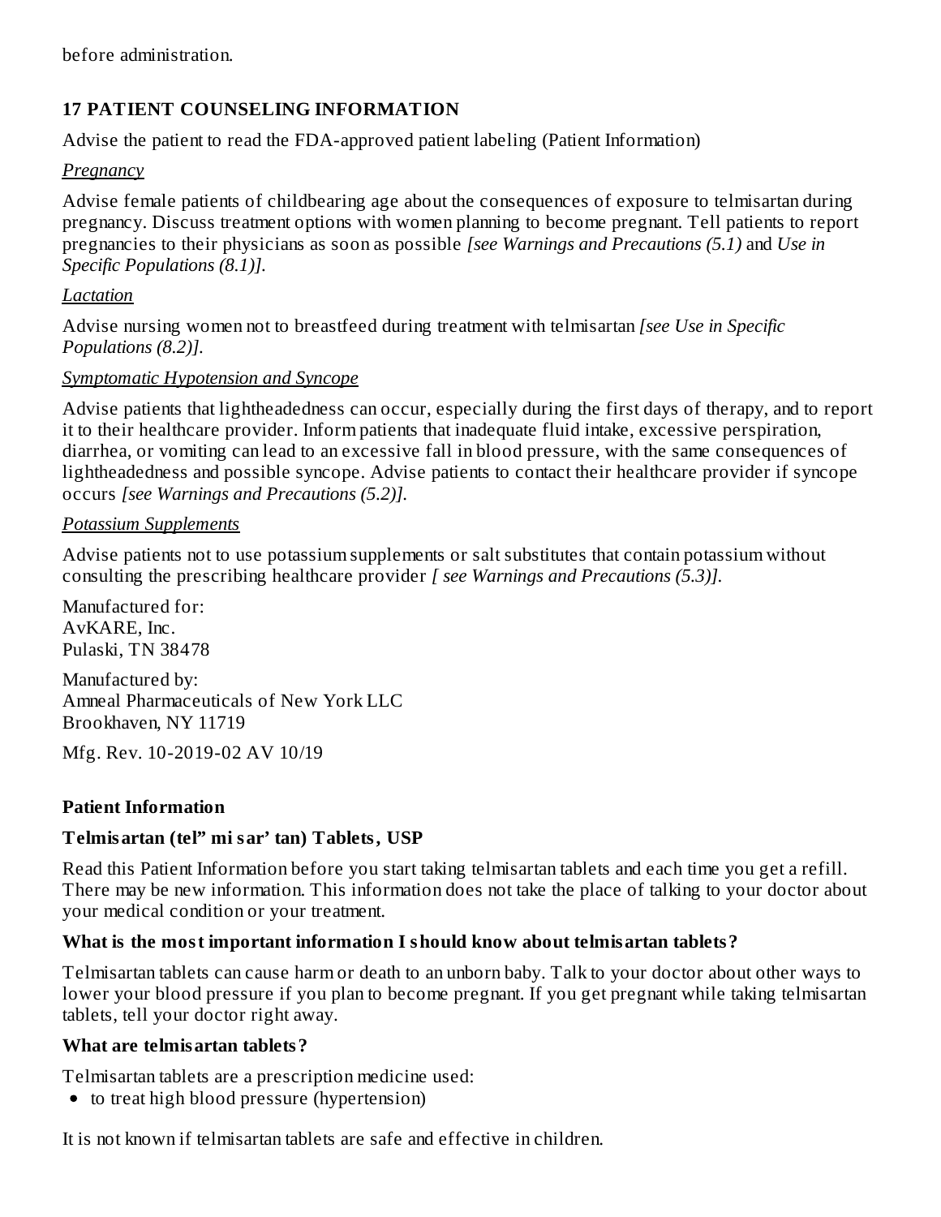before administration.

## 17 PATIENT COUNSELING INFORMATION

Advise the patient to read the FDA-approved patient labeling (Patient Information)

*Pregnancy*

Advise female patients of childbearing age about the consequences of exposure to telmisartan during pregnancy. Discuss treatment options with women planning to become pregnant. Tell patients to report pregnancies to their physicians as soon as possible *[see Warnings and Precautions (5.1)* and *Use in Specific Populations (8.1)].*

*Lactation*

Advise nursing women not to breastfeed during treatment with telmisartan *[see Use in Specific Populations (8.2)].*

*Symptomatic Hypotension and Syncope*

Advise patients that lightheadedness can occur, especially during the first days of therapy, and to report it to their healthcare provider. Inform patients that inadequate fluid intake, excessive perspiration, diarrhea, or vomiting can lead to an excessive fall in blood pressure, with the same consequences of lightheadedness and possible syncope. Advise patients to contact their healthcare provider if syncope occurs *[see Warnings and Precautions (5.2)].*

*Potassium Supplements*

Advise patients not to use potassium supplements or salt substitutes that contain potassium without consulting the prescribing healthcare provider *[ see Warnings and Precautions (5.3)].*

Manufactured for:
AvKARE, Inc.
Pulaski, TN 38478

Manufactured by:
Amneal Pharmaceuticals of New York LLC
Brookhaven, NY 11719

Mfg. Rev. 10-2019-02 AV 10/19

**Patient Information**

**Telmisartan (tel" mi sar' tan) Tablets, USP**

Read this Patient Information before you start taking telmisartan tablets and each time you get a refill. There may be new information. This information does not take the place of talking to your doctor about your medical condition or your treatment.

**What is the most important information I should know about telmisartan tablets?**

Telmisartan tablets can cause harm or death to an unborn baby. Talk to your doctor about other ways to lower your blood pressure if you plan to become pregnant. If you get pregnant while taking telmisartan tablets, tell your doctor right away.

**What are telmisartan tablets?**

Telmisartan tablets are a prescription medicine used:

- to treat high blood pressure (hypertension)

It is not known if telmisartan tablets are safe and effective in children.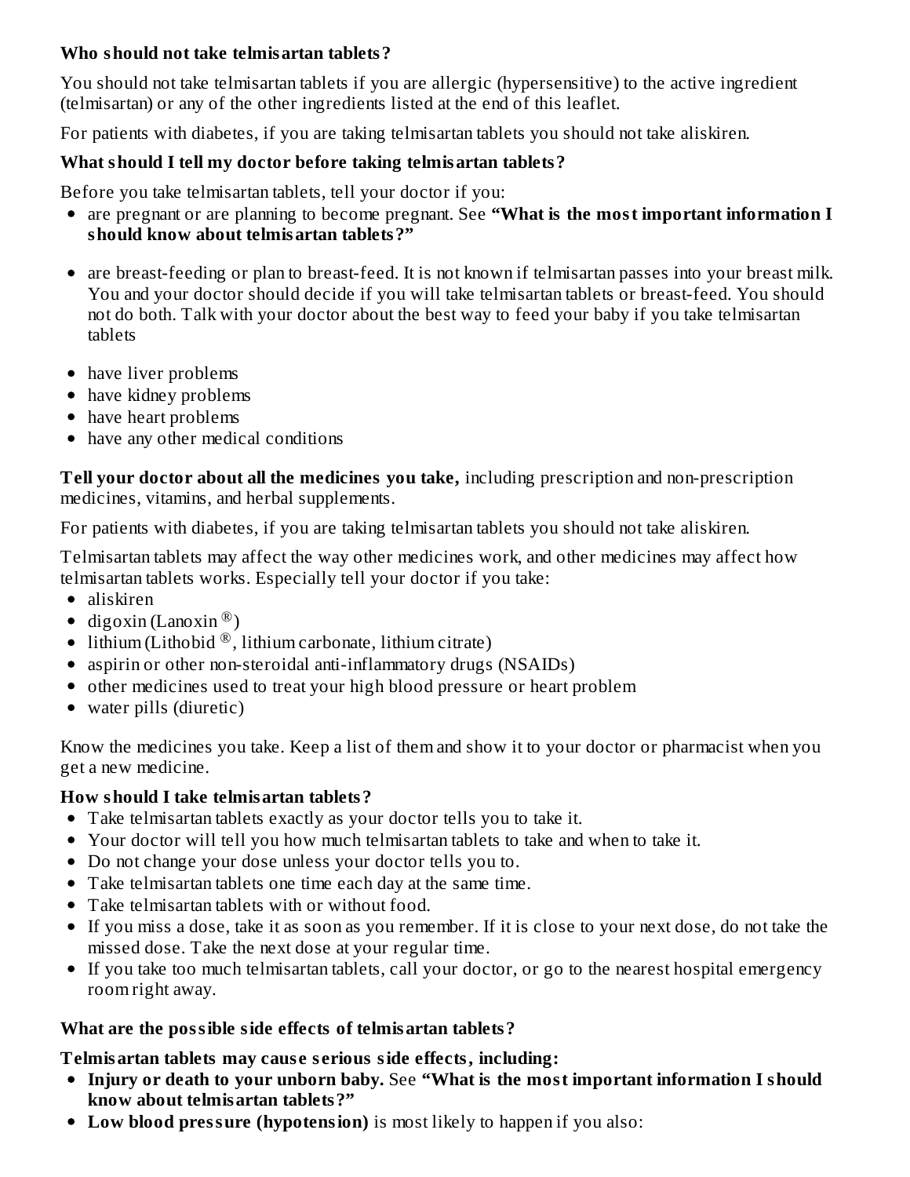**Who should not take telmisartan tablets?**

You should not take telmisartan tablets if you are allergic (hypersensitive) to the active ingredient (telmisartan) or any of the other ingredients listed at the end of this leaflet.

For patients with diabetes, if you are taking telmisartan tablets you should not take aliskiren.

**What should I tell my doctor before taking telmisartan tablets?**

Before you take telmisartan tablets, tell your doctor if you:

- are pregnant or are planning to become pregnant. See **"What is the most important information I should know about telmisartan tablets?"**
- are breast-feeding or plan to breast-feed. It is not known if telmisartan passes into your breast milk. You and your doctor should decide if you will take telmisartan tablets or breast-feed. You should not do both. Talk with your doctor about the best way to feed your baby if you take telmisartan tablets
- have liver problems
- have kidney problems
- have heart problems
- have any other medical conditions

**Tell your doctor about all the medicines you take,** including prescription and non-prescription medicines, vitamins, and herbal supplements.

For patients with diabetes, if you are taking telmisartan tablets you should not take aliskiren.

Telmisartan tablets may affect the way other medicines work, and other medicines may affect how telmisartan tablets works. Especially tell your doctor if you take:

- aliskiren
- digoxin (Lanoxin®)
- lithium (Lithobid®, lithium carbonate, lithium citrate)
- aspirin or other non-steroidal anti-inflammatory drugs (NSAIDs)
- other medicines used to treat your high blood pressure or heart problem
- water pills (diuretic)

Know the medicines you take. Keep a list of them and show it to your doctor or pharmacist when you get a new medicine.

**How should I take telmisartan tablets?**

- Take telmisartan tablets exactly as your doctor tells you to take it.
- Your doctor will tell you how much telmisartan tablets to take and when to take it.
- Do not change your dose unless your doctor tells you to.
- Take telmisartan tablets one time each day at the same time.
- Take telmisartan tablets with or without food.
- If you miss a dose, take it as soon as you remember. If it is close to your next dose, do not take the missed dose. Take the next dose at your regular time.
- If you take too much telmisartan tablets, call your doctor, or go to the nearest hospital emergency room right away.

**What are the possible side effects of telmisartan tablets?**

**Telmisartan tablets may cause serious side effects, including:**

- **Injury or death to your unborn baby.** See **"What is the most important information I should know about telmisartan tablets?"**
- **Low blood pressure (hypotension)** is most likely to happen if you also: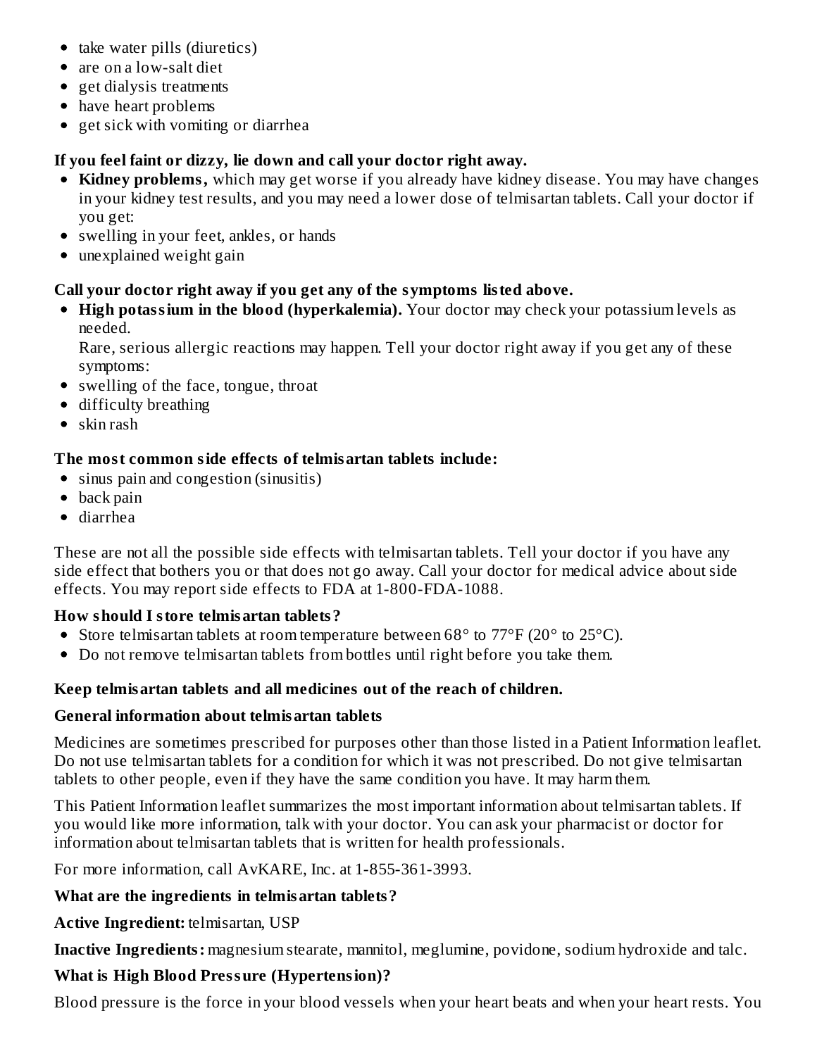- take water pills (diuretics)
- are on a low-salt diet
- get dialysis treatments
- have heart problems
- get sick with vomiting or diarrhea

**If you feel faint or dizzy, lie down and call your doctor right away.**

- **Kidney problems,** which may get worse if you already have kidney disease. You may have changes in your kidney test results, and you may need a lower dose of telmisartan tablets. Call your doctor if you get:
- swelling in your feet, ankles, or hands
- unexplained weight gain

**Call your doctor right away if you get any of the symptoms listed above.**

- **High potassium in the blood (hyperkalemia).** Your doctor may check your potassium levels as needed.

  Rare, serious allergic reactions may happen. Tell your doctor right away if you get any of these symptoms:
- swelling of the face, tongue, throat
- difficulty breathing
- skin rash

**The most common side effects of telmisartan tablets include:**

- sinus pain and congestion (sinusitis)
- back pain
- diarrhea

These are not all the possible side effects with telmisartan tablets. Tell your doctor if you have any side effect that bothers you or that does not go away. Call your doctor for medical advice about side effects. You may report side effects to FDA at 1-800-FDA-1088.

**How should I store telmisartan tablets?**

- Store telmisartan tablets at room temperature between 68° to 77°F (20° to 25°C).
- Do not remove telmisartan tablets from bottles until right before you take them.

**Keep telmisartan tablets and all medicines out of the reach of children.**

**General information about telmisartan tablets**

Medicines are sometimes prescribed for purposes other than those listed in a Patient Information leaflet. Do not use telmisartan tablets for a condition for which it was not prescribed. Do not give telmisartan tablets to other people, even if they have the same condition you have. It may harm them.

This Patient Information leaflet summarizes the most important information about telmisartan tablets. If you would like more information, talk with your doctor. You can ask your pharmacist or doctor for information about telmisartan tablets that is written for health professionals.

For more information, call AvKARE, Inc. at 1-855-361-3993.

**What are the ingredients in telmisartan tablets?**

**Active Ingredient:** telmisartan, USP

**Inactive Ingredients:** magnesium stearate, mannitol, meglumine, povidone, sodium hydroxide and talc.

**What is High Blood Pressure (Hypertension)?**

Blood pressure is the force in your blood vessels when your heart beats and when your heart rests. You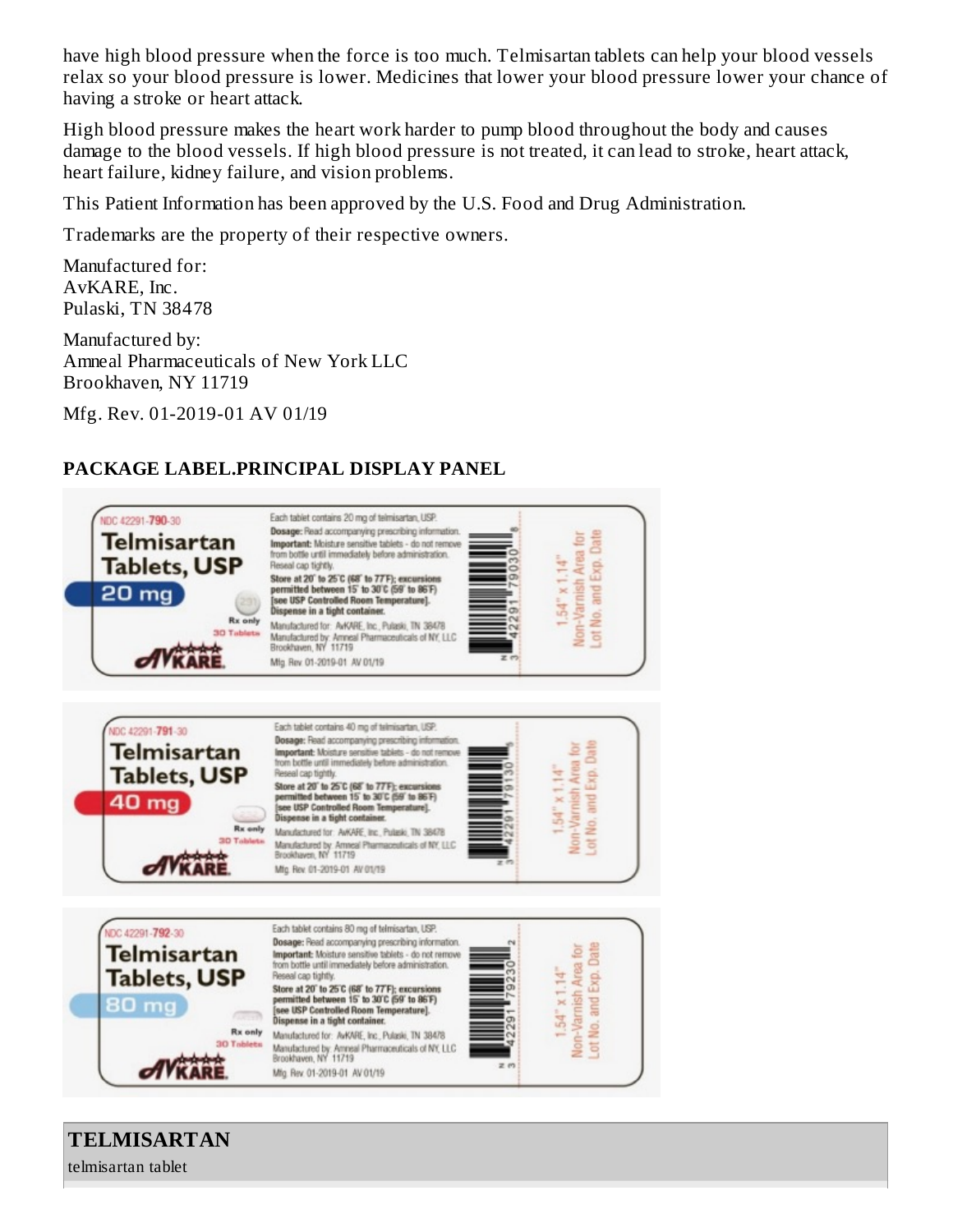have high blood pressure when the force is too much. Telmisartan tablets can help your blood vessels relax so your blood pressure is lower. Medicines that lower your blood pressure lower your chance of having a stroke or heart attack.

High blood pressure makes the heart work harder to pump blood throughout the body and causes damage to the blood vessels. If high blood pressure is not treated, it can lead to stroke, heart attack, heart failure, kidney failure, and vision problems.

This Patient Information has been approved by the U.S. Food and Drug Administration.

Trademarks are the property of their respective owners.

Manufactured for:
AvKARE, Inc.
Pulaski, TN 38478

Manufactured by:
Amneal Pharmaceuticals of New York LLC
Brookhaven, NY 11719

Mfg. Rev. 01-2019-01 AV 01/19

## PACKAGE LABEL.PRINCIPAL DISPLAY PANEL

NDC 42291-790-30
Telmisartan Tablets, USP
20 mg
Rx only
30 Tablets
AVKARE

Each tablet contains 20 mg of telmisartan, USP.
Dosage: Read accompanying prescribing information.
Important: Moisture sensitive tablets - do not remove from bottle until immediately before administration.
Reseal cap tightly.
Store at 20° to 25°C (68° to 77°F); excursions permitted between 15° to 30°C (59° to 86°F) [see USP Controlled Room Temperature].
Dispense in a tight container.
Manufactured for: AvKARE, Inc., Pulaski, TN 38478
Manufactured by: Amneal Pharmaceuticals of NY, LLC Brookhaven, NY 11719
Mfg. Rev 01-2019-01 AV 01/19

1.54" x 1.14" Non-Varnish Area for Lot No. and Exp. Date

NDC 42291-791-30
Telmisartan Tablets, USP
40 mg
Rx only
30 Tablets
AVKARE

Each tablet contains 40 mg of telmisartan, USP.
Dosage: Read accompanying prescribing information.
Important: Moisture sensitive tablets - do not remove from bottle until immediately before administration.
Reseal cap tightly.
Store at 20° to 25°C (68° to 77°F); excursions permitted between 15° to 30°C (59° to 86°F) [see USP Controlled Room Temperature].
Dispense in a tight container.
Manufactured for: AvKARE, Inc., Pulaski, TN 38478
Manufactured by: Amneal Pharmaceuticals of NY, LLC Brookhaven, NY 11719
Mfg. Rev 01-2019-01 AV 01/19

1.54" x 1.14" Non-Varnish Area for Lot No. and Exp. Date

NDC 42291-792-30
Telmisartan Tablets, USP
80 mg
Rx only
30 Tablets
AVKARE

Each tablet contains 80 mg of telmisartan, USP.
Dosage: Read accompanying prescribing information.
Important: Moisture sensitive tablets - do not remove from bottle until immediately before administration.
Reseal cap tightly.
Store at 20° to 25°C (68° to 77°F); excursions permitted between 15° to 30°C (59° to 86°F) [see USP Controlled Room Temperature].
Dispense in a tight container.
Manufactured for: AvKARE, Inc., Pulaski, TN 38478
Manufactured by: Amneal Pharmaceuticals of NY, LLC Brookhaven, NY 11719
Mfg. Rev 01-2019-01 AV 01/19

1.54" x 1.14" Non-Varnish Area for Lot No. and Exp. Date

## TELMISARTAN

telmisartan tablet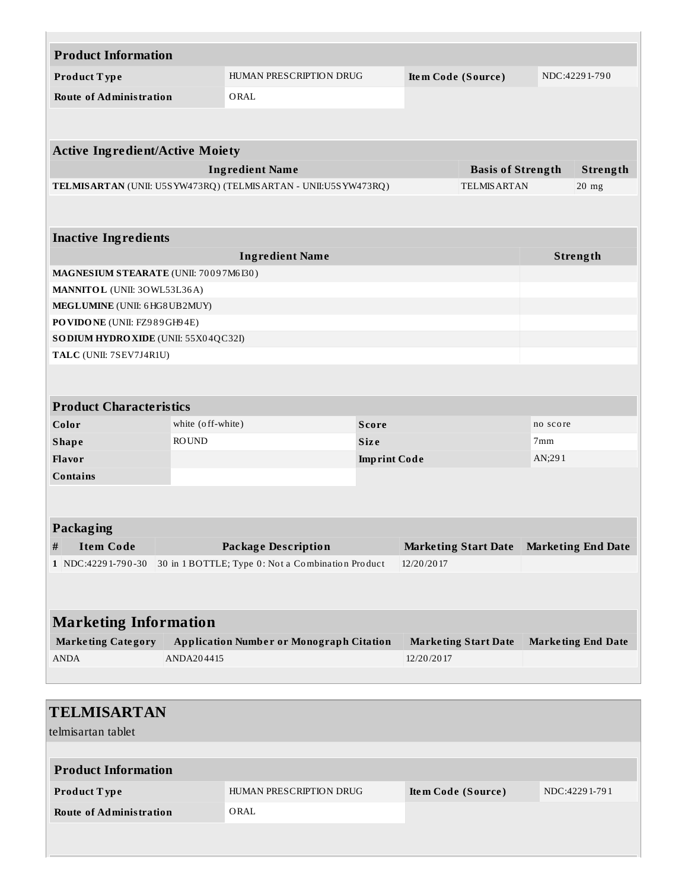| Product Information | | | |
|---|---|---|---|
| Product Type | HUMAN PRESCRIPTION DRUG | Item Code (Source) | NDC:42291-790 |
| Route of Administration | ORAL | | |

| Active Ingredient/Active Moiety | | |
|---|---|---|
| Ingredient Name | Basis of Strength | Strength |
| TELMISARTAN (UNII: U5SYW473RQ) (TELMISARTAN - UNII:U5SYW473RQ) | TELMISARTAN | 20 mg |

| Inactive Ingredients | |
|---|---|
| Ingredient Name | Strength |
| MAGNESIUM STEARATE (UNII: 70097M6I30) | |
| MANNITOL (UNII: 3OWL53L36A) | |
| MEGLUMINE (UNII: 6HG8UB2MUY) | |
| POVIDONE (UNII: FZ989GH94E) | |
| SODIUM HYDROXIDE (UNII: 55X04QC32I) | |
| TALC (UNII: 7SEV7J4R1U) | |

| Product Characteristics | | | |
|---|---|---|---|
| Color | white (off-white) | Score | no score |
| Shape | ROUND | Size | 7mm |
| Flavor | | Imprint Code | AN;291 |
| Contains | | | |

| Packaging | | | | |
|---|---|---|---|---|
| # | Item Code | Package Description | Marketing Start Date | Marketing End Date |
| 1 | NDC:42291-790-30 | 30 in 1 BOTTLE; Type 0: Not a Combination Product | 12/20/2017 | |

| Marketing Information | | | |
|---|---|---|---|
| Marketing Category | Application Number or Monograph Citation | Marketing Start Date | Marketing End Date |
| ANDA | ANDA204415 | 12/20/2017 | |

## TELMISARTAN

telmisartan tablet

| Product Information | | | |
|---|---|---|---|
| Product Type | HUMAN PRESCRIPTION DRUG | Item Code (Source) | NDC:42291-791 |
| Route of Administration | ORAL | | |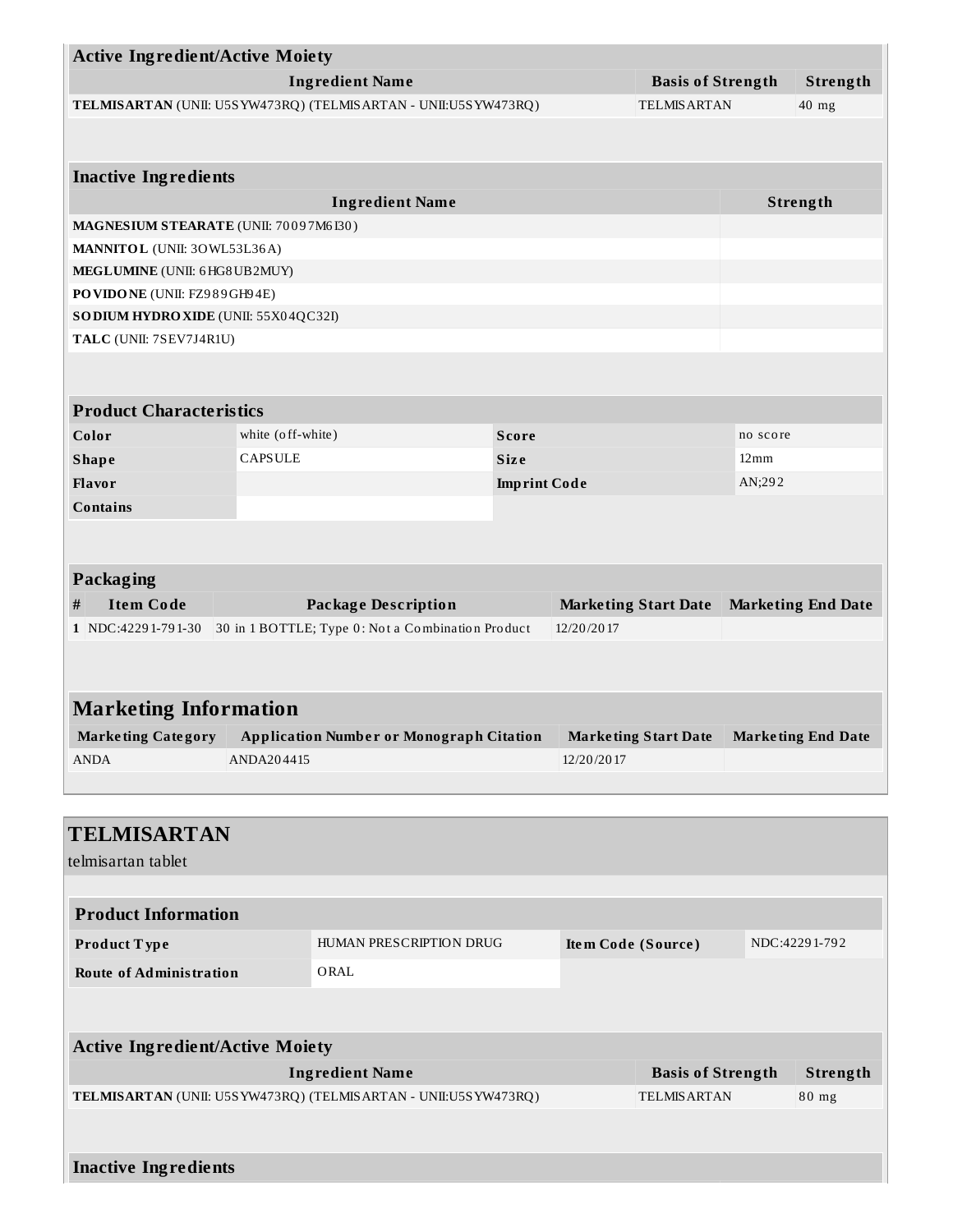| Active Ingredient/Active Moiety | | |
|---|---|---|
| **Ingredient Name** | **Basis of Strength** | **Strength** |
| **TELMISARTAN** (UNII: U5SYW473RQ) (TELMISARTAN - UNII:U5SYW473RQ) | TELMISARTAN | 40 mg |

| Inactive Ingredients | |
|---|---|
| **Ingredient Name** | **Strength** |
| **MAGNESIUM STEARATE** (UNII: 70097M6I30) | |
| **MANNITOL** (UNII: 3OWL53L36A) | |
| **MEGLUMINE** (UNII: 6HG8UB2MUY) | |
| **POVIDONE** (UNII: FZ989GH94E) | |
| **SODIUM HYDROXIDE** (UNII: 55X04QC32I) | |
| **TALC** (UNII: 7SEV7J4R1U) | |

| Product Characteristics | | | |
|---|---|---|---|
| **Color** | white (off-white) | **Score** | no score |
| **Shape** | CAPSULE | **Size** | 12mm |
| **Flavor** | | **Imprint Code** | AN;292 |
| **Contains** | | | |

| Packaging | | | | |
|---|---|---|---|---|
| **#** | **Item Code** | **Package Description** | **Marketing Start Date** | **Marketing End Date** |
| 1 | NDC:42291-791-30 | 30 in 1 BOTTLE; Type 0: Not a Combination Product | 12/20/2017 | |

| Marketing Information | | | |
|---|---|---|---|
| **Marketing Category** | **Application Number or Monograph Citation** | **Marketing Start Date** | **Marketing End Date** |
| ANDA | ANDA204415 | 12/20/2017 | |

## TELMISARTAN

telmisartan tablet

| Product Information | | | |
|---|---|---|---|
| **Product Type** | HUMAN PRESCRIPTION DRUG | **Item Code (Source)** | NDC:42291-792 |
| **Route of Administration** | ORAL | | |

| Active Ingredient/Active Moiety | | |
|---|---|---|
| **Ingredient Name** | **Basis of Strength** | **Strength** |
| **TELMISARTAN** (UNII: U5SYW473RQ) (TELMISARTAN - UNII:U5SYW473RQ) | TELMISARTAN | 80 mg |

**Inactive Ingredients**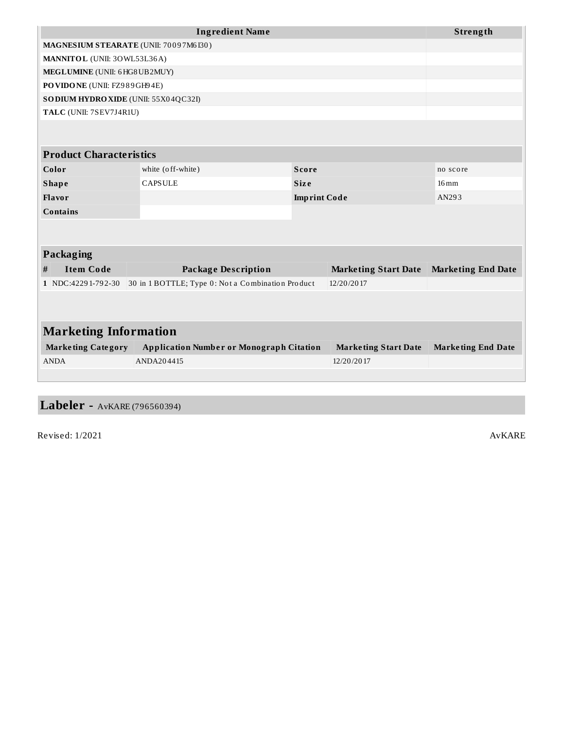| Ingredient Name | Strength |
|---|---|
| **MAGNESIUM STEARATE** (UNII: 70097M6I30) | |
| **MANNITOL** (UNII: 3OWL53L36A) | |
| **MEGLUMINE** (UNII: 6HG8UB2MUY) | |
| **POVIDONE** (UNII: FZ989GH94E) | |
| **SODIUM HYDROXIDE** (UNII: 55X04QC32I) | |
| **TALC** (UNII: 7SEV7J4R1U) | |

| Product Characteristics | | | |
|---|---|---|---|
| **Color** | white (off-white) | **Score** | no score |
| **Shape** | CAPSULE | **Size** | 16mm |
| **Flavor** | | **Imprint Code** | AN293 |
| **Contains** | | | |

| Packaging | | | | |
|---|---|---|---|---|
| **#** | **Item Code** | **Package Description** | **Marketing Start Date** | **Marketing End Date** |
| 1 | NDC:42291-792-30 | 30 in 1 BOTTLE; Type 0: Not a Combination Product | 12/20/2017 | |

## Marketing Information

| Marketing Category | Application Number or Monograph Citation | Marketing Start Date | Marketing End Date |
|---|---|---|---|
| ANDA | ANDA204415 | 12/20/2017 | |

## Labeler - AvKARE (796560394)

Revised: 1/2021

AvKARE